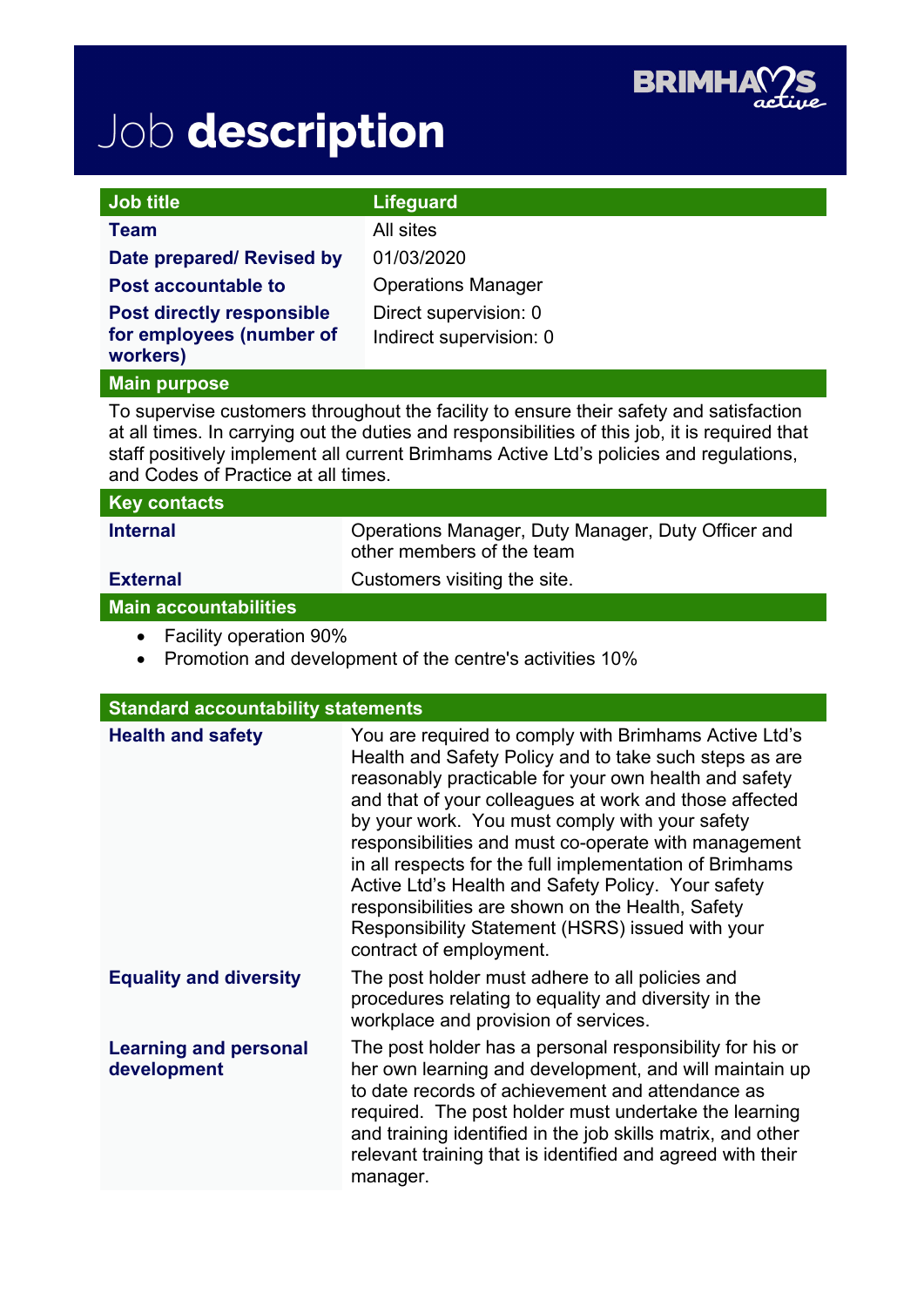# Job **description**

| Job title | Lifeguard |
|---|---|
| **Team** | All sites |
| **Date prepared/ Revised by** | 01/03/2020 |
| **Post accountable to** | Operations Manager |
| **Post directly responsible for employees (number of workers)** | Direct supervision: 0<br>Indirect supervision: 0 |

## Main purpose

To supervise customers throughout the facility to ensure their safety and satisfaction at all times. In carrying out the duties and responsibilities of this job, it is required that staff positively implement all current Brimhams Active Ltd's policies and regulations, and Codes of Practice at all times.

## Key contacts

| | |
|---|---|
| **Internal** | Operations Manager, Duty Manager, Duty Officer and other members of the team |
| **External** | Customers visiting the site. |

## Main accountabilities

- Facility operation 90%
- Promotion and development of the centre's activities 10%

## Standard accountability statements

| | |
|---|---|
| **Health and safety** | You are required to comply with Brimhams Active Ltd's Health and Safety Policy and to take such steps as are reasonably practicable for your own health and safety and that of your colleagues at work and those affected by your work. You must comply with your safety responsibilities and must co-operate with management in all respects for the full implementation of Brimhams Active Ltd's Health and Safety Policy. Your safety responsibilities are shown on the Health, Safety Responsibility Statement (HSRS) issued with your contract of employment. |
| **Equality and diversity** | The post holder must adhere to all policies and procedures relating to equality and diversity in the workplace and provision of services. |
| **Learning and personal development** | The post holder has a personal responsibility for his or her own learning and development, and will maintain up to date records of achievement and attendance as required. The post holder must undertake the learning and training identified in the job skills matrix, and other relevant training that is identified and agreed with their manager. |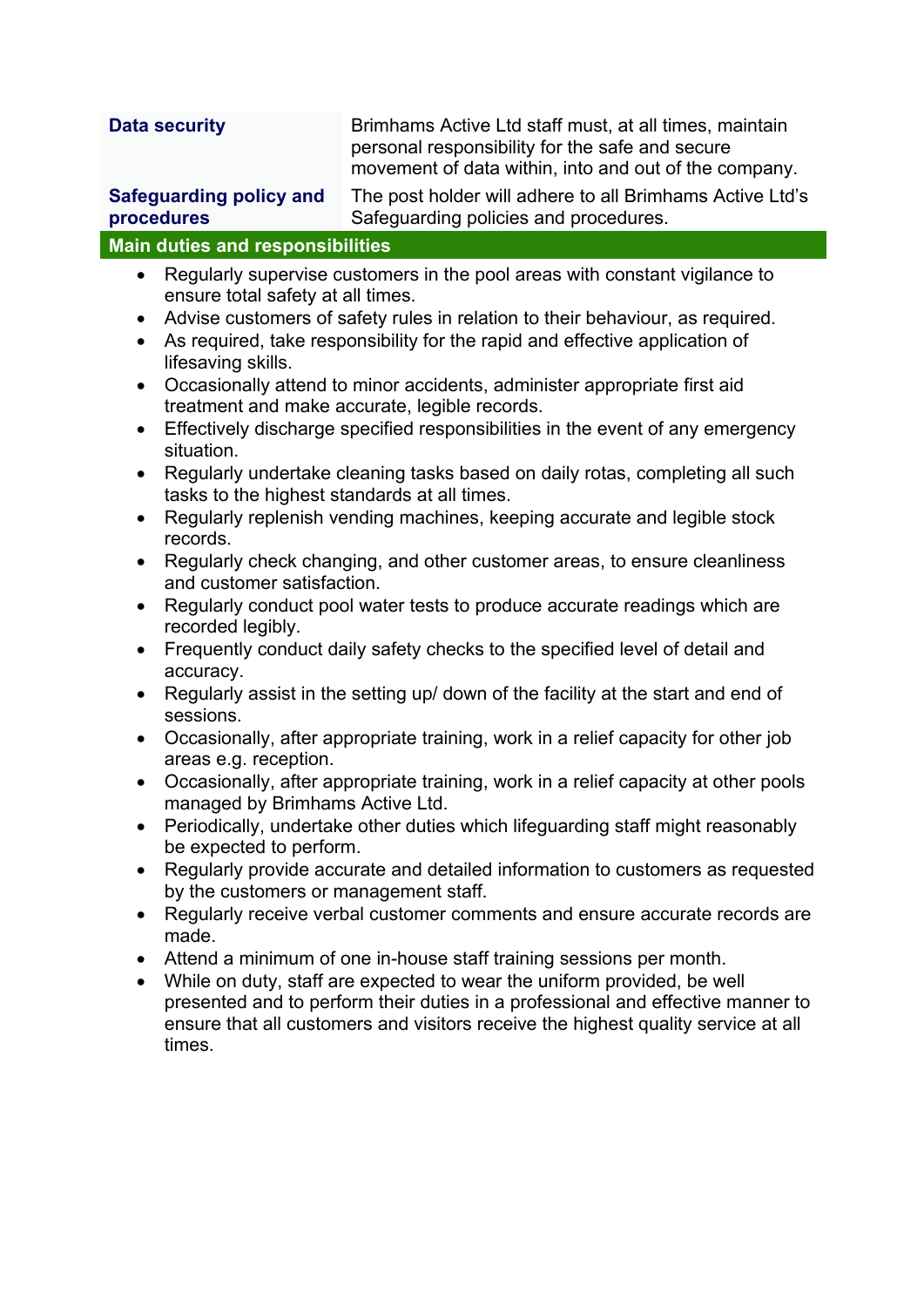| | |
|---|---|
| **Data security** | Brimhams Active Ltd staff must, at all times, maintain personal responsibility for the safe and secure movement of data within, into and out of the company. |
| **Safeguarding policy and procedures** | The post holder will adhere to all Brimhams Active Ltd's Safeguarding policies and procedures. |

## Main duties and responsibilities

- Regularly supervise customers in the pool areas with constant vigilance to ensure total safety at all times.
- Advise customers of safety rules in relation to their behaviour, as required.
- As required, take responsibility for the rapid and effective application of lifesaving skills.
- Occasionally attend to minor accidents, administer appropriate first aid treatment and make accurate, legible records.
- Effectively discharge specified responsibilities in the event of any emergency situation.
- Regularly undertake cleaning tasks based on daily rotas, completing all such tasks to the highest standards at all times.
- Regularly replenish vending machines, keeping accurate and legible stock records.
- Regularly check changing, and other customer areas, to ensure cleanliness and customer satisfaction.
- Regularly conduct pool water tests to produce accurate readings which are recorded legibly.
- Frequently conduct daily safety checks to the specified level of detail and accuracy.
- Regularly assist in the setting up/ down of the facility at the start and end of sessions.
- Occasionally, after appropriate training, work in a relief capacity for other job areas e.g. reception.
- Occasionally, after appropriate training, work in a relief capacity at other pools managed by Brimhams Active Ltd.
- Periodically, undertake other duties which lifeguarding staff might reasonably be expected to perform.
- Regularly provide accurate and detailed information to customers as requested by the customers or management staff.
- Regularly receive verbal customer comments and ensure accurate records are made.
- Attend a minimum of one in-house staff training sessions per month.
- While on duty, staff are expected to wear the uniform provided, be well presented and to perform their duties in a professional and effective manner to ensure that all customers and visitors receive the highest quality service at all times.